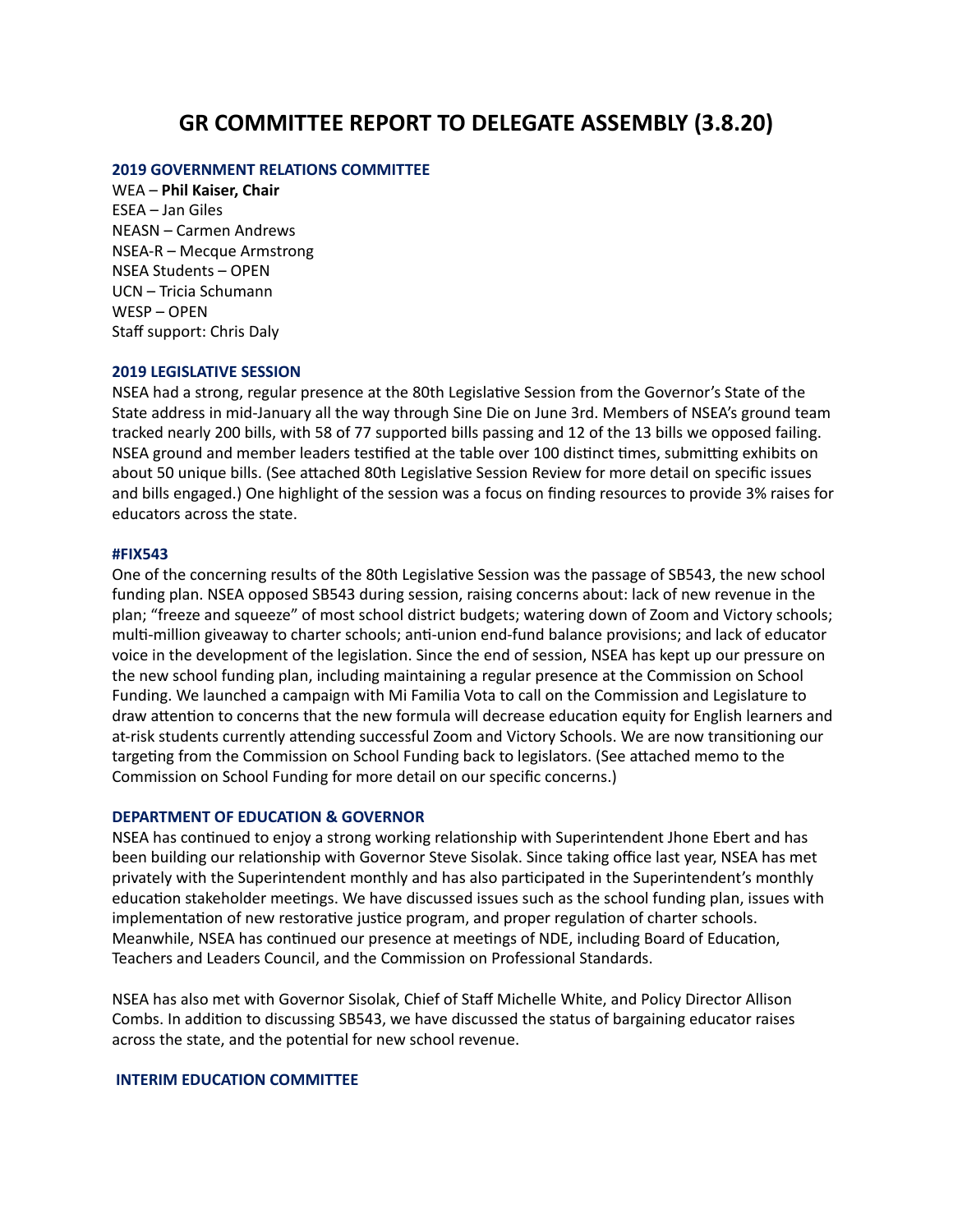# GR COMMITTEE REPORT TO DELEGATE ASSEMBLY (3.8.20)

## 2019 GOVERNMENT RELATIONS COMMITTEE

WEA – **Phil Kaiser, Chair**
ESEA – Jan Giles
NEASN – Carmen Andrews
NSEA-R – Mecque Armstrong
NSEA Students – OPEN
UCN – Tricia Schumann
WESP – OPEN
Staff support: Chris Daly

## 2019 LEGISLATIVE SESSION

NSEA had a strong, regular presence at the 80th Legislative Session from the Governor's State of the State address in mid-January all the way through Sine Die on June 3rd. Members of NSEA's ground team tracked nearly 200 bills, with 58 of 77 supported bills passing and 12 of the 13 bills we opposed failing. NSEA ground and member leaders testified at the table over 100 distinct times, submitting exhibits on about 50 unique bills. (See attached 80th Legislative Session Review for more detail on specific issues and bills engaged.) One highlight of the session was a focus on finding resources to provide 3% raises for educators across the state.

## #FIX543

One of the concerning results of the 80th Legislative Session was the passage of SB543, the new school funding plan. NSEA opposed SB543 during session, raising concerns about: lack of new revenue in the plan; "freeze and squeeze" of most school district budgets; watering down of Zoom and Victory schools; multi-million giveaway to charter schools; anti-union end-fund balance provisions; and lack of educator voice in the development of the legislation. Since the end of session, NSEA has kept up our pressure on the new school funding plan, including maintaining a regular presence at the Commission on School Funding. We launched a campaign with Mi Familia Vota to call on the Commission and Legislature to draw attention to concerns that the new formula will decrease education equity for English learners and at-risk students currently attending successful Zoom and Victory Schools. We are now transitioning our targeting from the Commission on School Funding back to legislators. (See attached memo to the Commission on School Funding for more detail on our specific concerns.)

## DEPARTMENT OF EDUCATION & GOVERNOR

NSEA has continued to enjoy a strong working relationship with Superintendent Jhone Ebert and has been building our relationship with Governor Steve Sisolak. Since taking office last year, NSEA has met privately with the Superintendent monthly and has also participated in the Superintendent's monthly education stakeholder meetings. We have discussed issues such as the school funding plan, issues with implementation of new restorative justice program, and proper regulation of charter schools. Meanwhile, NSEA has continued our presence at meetings of NDE, including Board of Education, Teachers and Leaders Council, and the Commission on Professional Standards.

NSEA has also met with Governor Sisolak, Chief of Staff Michelle White, and Policy Director Allison Combs. In addition to discussing SB543, we have discussed the status of bargaining educator raises across the state, and the potential for new school revenue.

## INTERIM EDUCATION COMMITTEE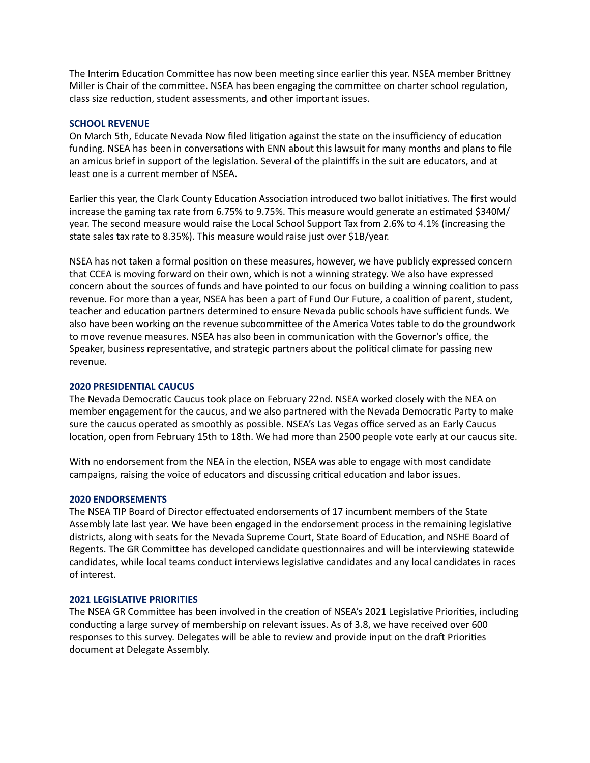The Interim Education Committee has now been meeting since earlier this year. NSEA member Brittney Miller is Chair of the committee. NSEA has been engaging the committee on charter school regulation, class size reduction, student assessments, and other important issues.

## SCHOOL REVENUE

On March 5th, Educate Nevada Now filed litigation against the state on the insufficiency of education funding. NSEA has been in conversations with ENN about this lawsuit for many months and plans to file an amicus brief in support of the legislation. Several of the plaintiffs in the suit are educators, and at least one is a current member of NSEA.

Earlier this year, the Clark County Education Association introduced two ballot initiatives. The first would increase the gaming tax rate from 6.75% to 9.75%. This measure would generate an estimated $340M/year. The second measure would raise the Local School Support Tax from 2.6% to 4.1% (increasing the state sales tax rate to 8.35%). This measure would raise just over $1B/year.

NSEA has not taken a formal position on these measures, however, we have publicly expressed concern that CCEA is moving forward on their own, which is not a winning strategy. We also have expressed concern about the sources of funds and have pointed to our focus on building a winning coalition to pass revenue. For more than a year, NSEA has been a part of Fund Our Future, a coalition of parent, student, teacher and education partners determined to ensure Nevada public schools have sufficient funds. We also have been working on the revenue subcommittee of the America Votes table to do the groundwork to move revenue measures. NSEA has also been in communication with the Governor's office, the Speaker, business representative, and strategic partners about the political climate for passing new revenue.

## 2020 PRESIDENTIAL CAUCUS

The Nevada Democratic Caucus took place on February 22nd. NSEA worked closely with the NEA on member engagement for the caucus, and we also partnered with the Nevada Democratic Party to make sure the caucus operated as smoothly as possible. NSEA's Las Vegas office served as an Early Caucus location, open from February 15th to 18th. We had more than 2500 people vote early at our caucus site.

With no endorsement from the NEA in the election, NSEA was able to engage with most candidate campaigns, raising the voice of educators and discussing critical education and labor issues.

## 2020 ENDORSEMENTS

The NSEA TIP Board of Director effectuated endorsements of 17 incumbent members of the State Assembly late last year. We have been engaged in the endorsement process in the remaining legislative districts, along with seats for the Nevada Supreme Court, State Board of Education, and NSHE Board of Regents. The GR Committee has developed candidate questionnaires and will be interviewing statewide candidates, while local teams conduct interviews legislative candidates and any local candidates in races of interest.

## 2021 LEGISLATIVE PRIORITIES

The NSEA GR Committee has been involved in the creation of NSEA's 2021 Legislative Priorities, including conducting a large survey of membership on relevant issues. As of 3.8, we have received over 600 responses to this survey. Delegates will be able to review and provide input on the draft Priorities document at Delegate Assembly.